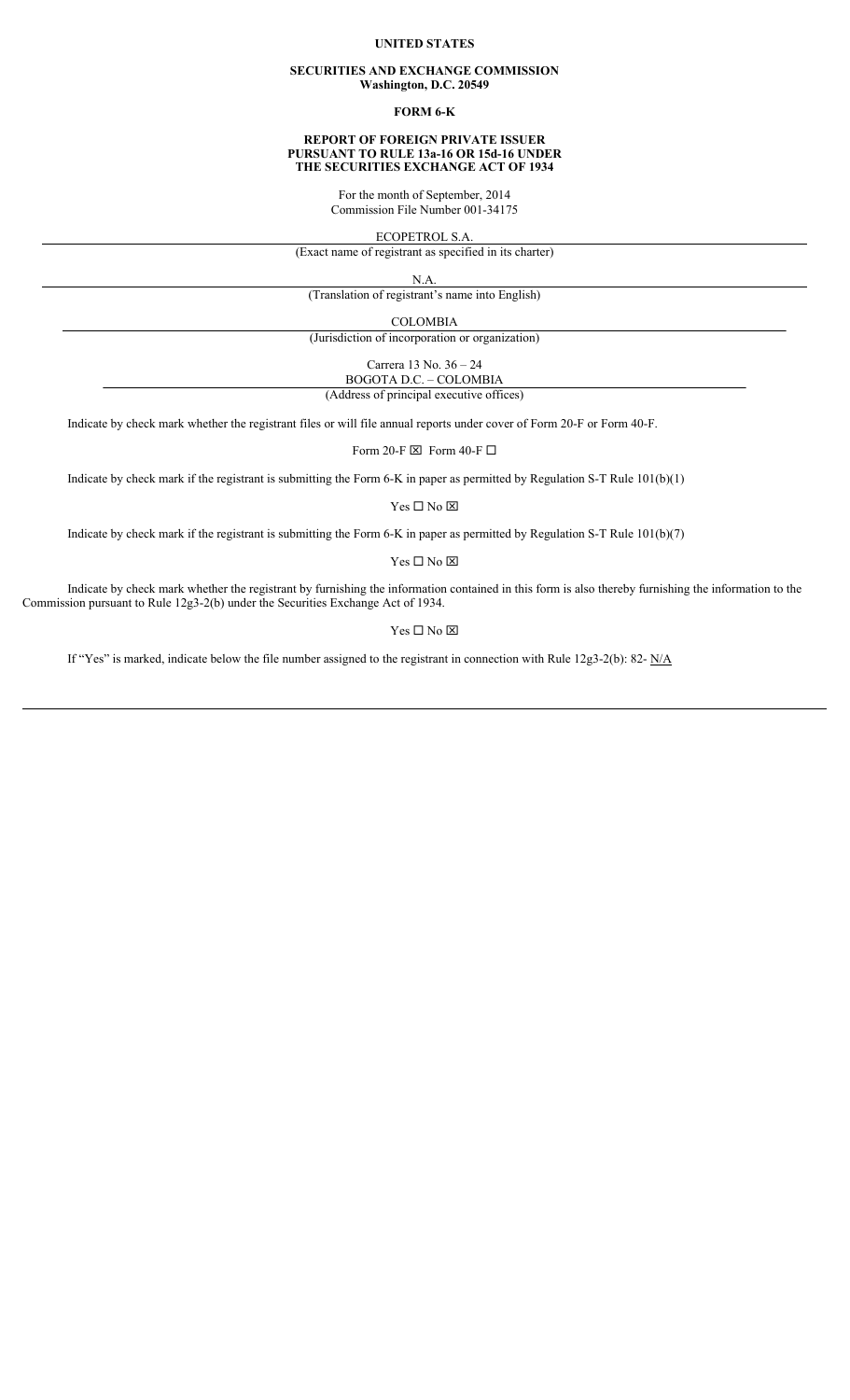**UNITED STATES**

**SECURITIES AND EXCHANGE COMMISSION**
**Washington, D.C. 20549**

**FORM 6-K**

**REPORT OF FOREIGN PRIVATE ISSUER**
**PURSUANT TO RULE 13a-16 OR 15d-16 UNDER**
**THE SECURITIES EXCHANGE ACT OF 1934**

For the month of September, 2014
Commission File Number 001-34175

ECOPETROL S.A.
(Exact name of registrant as specified in its charter)

N.A.
(Translation of registrant's name into English)

COLOMBIA
(Jurisdiction of incorporation or organization)

Carrera 13 No. 36 – 24
BOGOTA D.C. – COLOMBIA
(Address of principal executive offices)

Indicate by check mark whether the registrant files or will file annual reports under cover of Form 20-F or Form 40-F.

Form 20-F ☒ Form 40-F ☐

Indicate by check mark if the registrant is submitting the Form 6-K in paper as permitted by Regulation S-T Rule 101(b)(1)

Yes ☐ No ☒

Indicate by check mark if the registrant is submitting the Form 6-K in paper as permitted by Regulation S-T Rule 101(b)(7)

Yes ☐ No ☒

Indicate by check mark whether the registrant by furnishing the information contained in this form is also thereby furnishing the information to the Commission pursuant to Rule 12g3-2(b) under the Securities Exchange Act of 1934.

Yes ☐ No ☒

If "Yes" is marked, indicate below the file number assigned to the registrant in connection with Rule 12g3-2(b): 82- N/A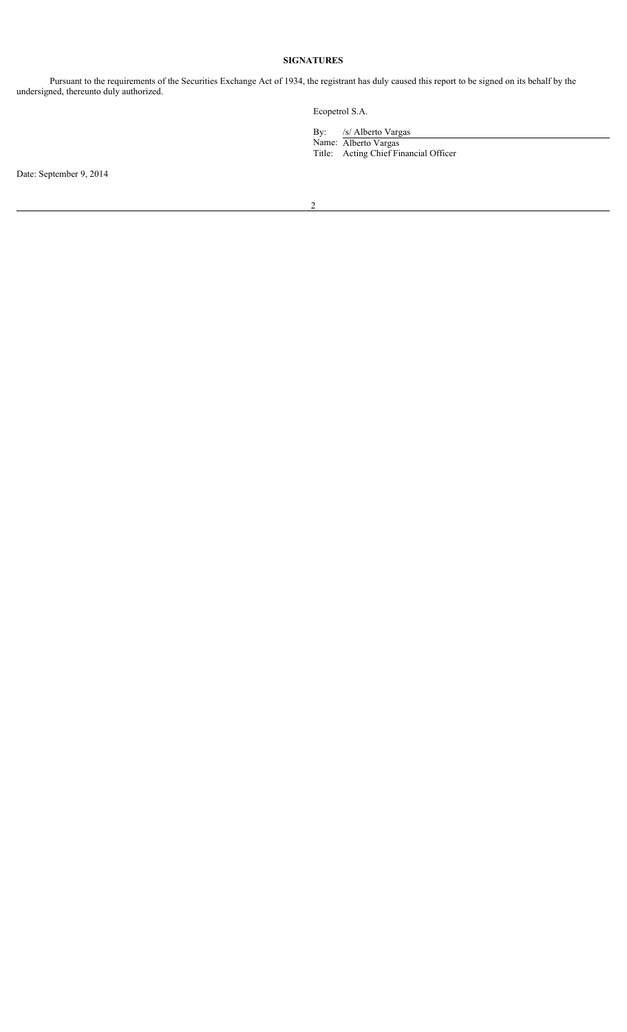## SIGNATURES

Pursuant to the requirements of the Securities Exchange Act of 1934, the registrant has duly caused this report to be signed on its behalf by the undersigned, thereunto duly authorized.

Ecopetrol S.A.

By: /s/ Alberto Vargas
Name: Alberto Vargas
Title: Acting Chief Financial Officer

Date: September 9, 2014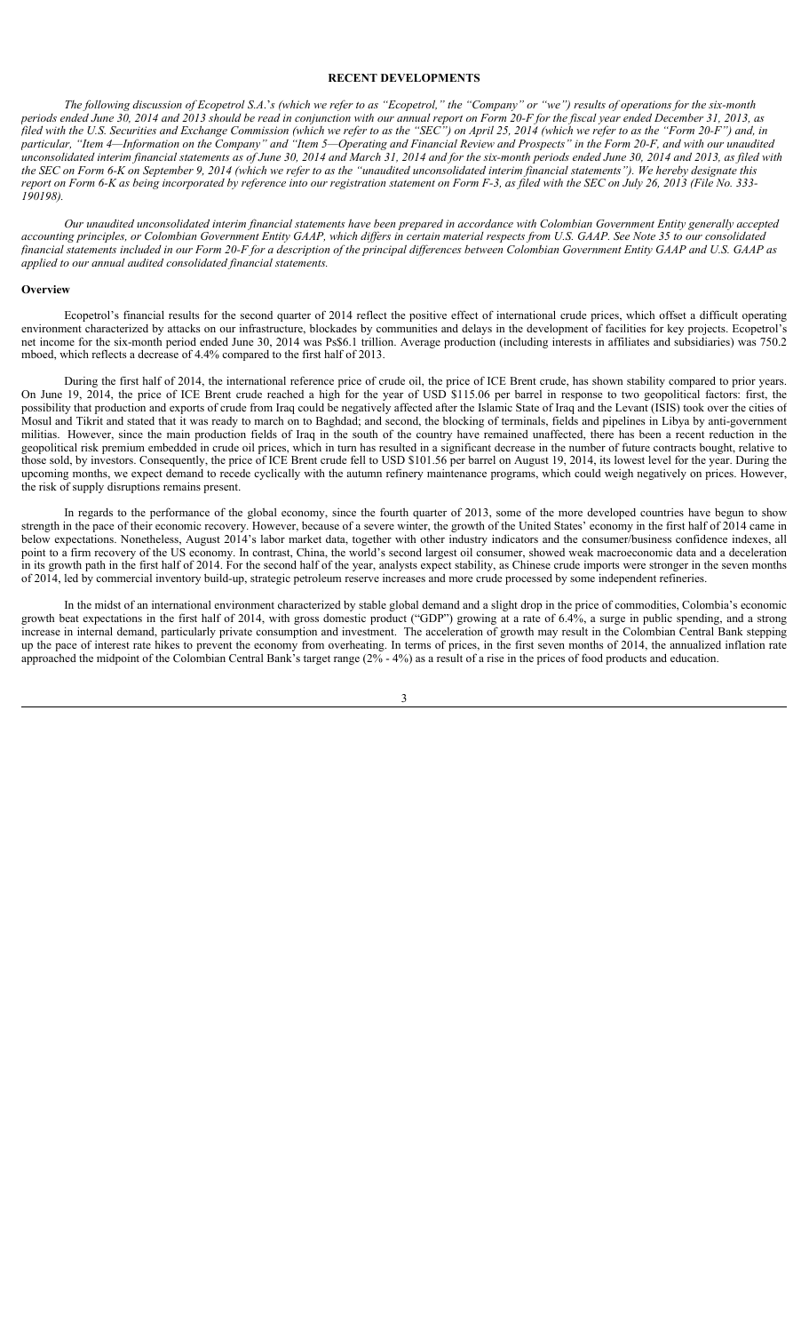# RECENT DEVELOPMENTS

*The following discussion of Ecopetrol S.A.'s (which we refer to as "Ecopetrol," the "Company" or "we") results of operations for the six-month periods ended June 30, 2014 and 2013 should be read in conjunction with our annual report on Form 20-F for the fiscal year ended December 31, 2013, as filed with the U.S. Securities and Exchange Commission (which we refer to as the "SEC") on April 25, 2014 (which we refer to as the "Form 20-F") and, in particular, "Item 4—Information on the Company" and "Item 5—Operating and Financial Review and Prospects" in the Form 20-F, and with our unaudited unconsolidated interim financial statements as of June 30, 2014 and March 31, 2014 and for the six-month periods ended June 30, 2014 and 2013, as filed with the SEC on Form 6-K on September 9, 2014 (which we refer to as the "unaudited unconsolidated interim financial statements"). We hereby designate this report on Form 6-K as being incorporated by reference into our registration statement on Form F-3, as filed with the SEC on July 26, 2013 (File No. 333-190198).*

*Our unaudited unconsolidated interim financial statements have been prepared in accordance with Colombian Government Entity generally accepted accounting principles, or Colombian Government Entity GAAP, which differs in certain material respects from U.S. GAAP. See Note 35 to our consolidated financial statements included in our Form 20-F for a description of the principal differences between Colombian Government Entity GAAP and U.S. GAAP as applied to our annual audited consolidated financial statements.*

## Overview

Ecopetrol's financial results for the second quarter of 2014 reflect the positive effect of international crude prices, which offset a difficult operating environment characterized by attacks on our infrastructure, blockades by communities and delays in the development of facilities for key projects. Ecopetrol's net income for the six-month period ended June 30, 2014 was Ps$6.1 trillion. Average production (including interests in affiliates and subsidiaries) was 750.2 mboed, which reflects a decrease of 4.4% compared to the first half of 2013.

During the first half of 2014, the international reference price of crude oil, the price of ICE Brent crude, has shown stability compared to prior years. On June 19, 2014, the price of ICE Brent crude reached a high for the year of USD $115.06 per barrel in response to two geopolitical factors: first, the possibility that production and exports of crude from Iraq could be negatively affected after the Islamic State of Iraq and the Levant (ISIS) took over the cities of Mosul and Tikrit and stated that it was ready to march on to Baghdad; and second, the blocking of terminals, fields and pipelines in Libya by anti-government militias. However, since the main production fields of Iraq in the south of the country have remained unaffected, there has been a recent reduction in the geopolitical risk premium embedded in crude oil prices, which in turn has resulted in a significant decrease in the number of future contracts bought, relative to those sold, by investors. Consequently, the price of ICE Brent crude fell to USD $101.56 per barrel on August 19, 2014, its lowest level for the year. During the upcoming months, we expect demand to recede cyclically with the autumn refinery maintenance programs, which could weigh negatively on prices. However, the risk of supply disruptions remains present.

In regards to the performance of the global economy, since the fourth quarter of 2013, some of the more developed countries have begun to show strength in the pace of their economic recovery. However, because of a severe winter, the growth of the United States' economy in the first half of 2014 came in below expectations. Nonetheless, August 2014's labor market data, together with other industry indicators and the consumer/business confidence indexes, all point to a firm recovery of the US economy. In contrast, China, the world's second largest oil consumer, showed weak macroeconomic data and a deceleration in its growth path in the first half of 2014. For the second half of the year, analysts expect stability, as Chinese crude imports were stronger in the seven months of 2014, led by commercial inventory build-up, strategic petroleum reserve increases and more crude processed by some independent refineries.

In the midst of an international environment characterized by stable global demand and a slight drop in the price of commodities, Colombia's economic growth beat expectations in the first half of 2014, with gross domestic product ("GDP") growing at a rate of 6.4%, a surge in public spending, and a strong increase in internal demand, particularly private consumption and investment. The acceleration of growth may result in the Colombian Central Bank stepping up the pace of interest rate hikes to prevent the economy from overheating. In terms of prices, in the first seven months of 2014, the annualized inflation rate approached the midpoint of the Colombian Central Bank's target range (2% - 4%) as a result of a rise in the prices of food products and education.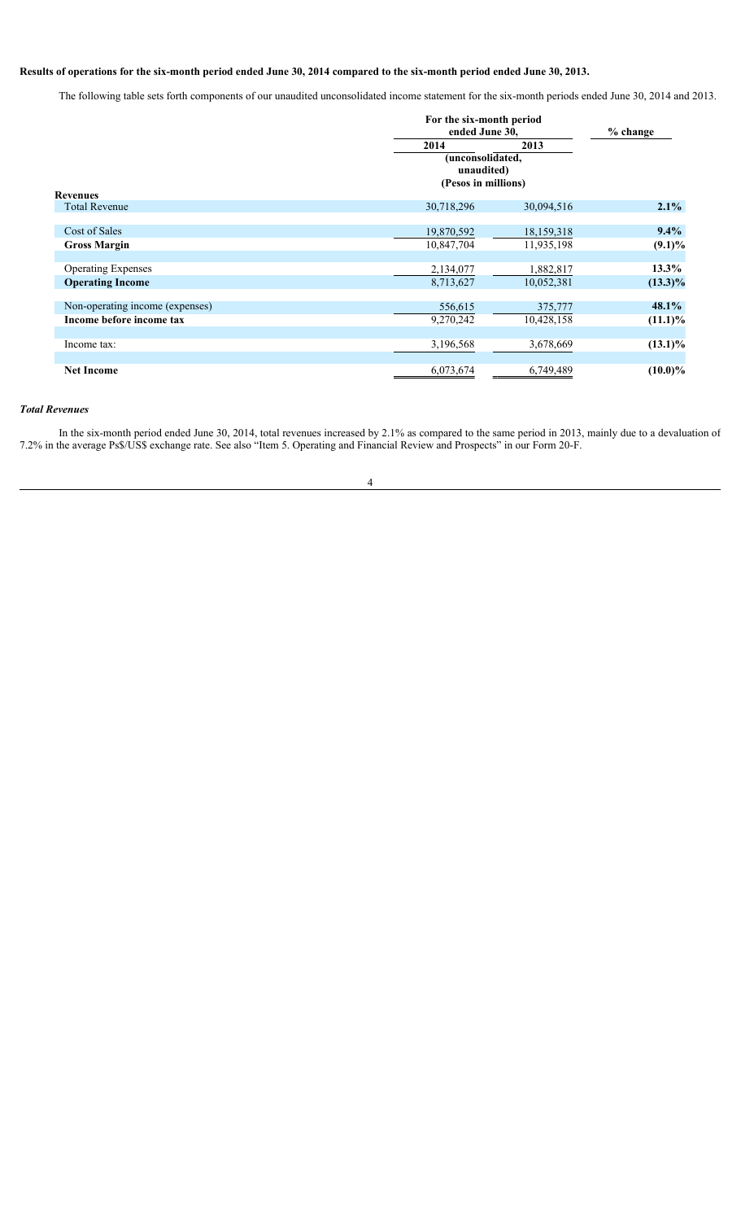**Results of operations for the six-month period ended June 30, 2014 compared to the six-month period ended June 30, 2013.**

The following table sets forth components of our unaudited unconsolidated income statement for the six-month periods ended June 30, 2014 and 2013.

| | For the six-month period ended June 30, | | % change |
|---|---|---|---|
| | 2014 | 2013 | |
| | (unconsolidated, unaudited) (Pesos in millions) | | |
| **Revenues** | | | |
| Total Revenue | 30,718,296 | 30,094,516 | **2.1%** |
| Cost of Sales | 19,870,592 | 18,159,318 | **9.4%** |
| **Gross Margin** | 10,847,704 | 11,935,198 | **(9.1)%** |
| Operating Expenses | 2,134,077 | 1,882,817 | **13.3%** |
| **Operating Income** | 8,713,627 | 10,052,381 | **(13.3)%** |
| Non-operating income (expenses) | 556,615 | 375,777 | **48.1%** |
| **Income before income tax** | 9,270,242 | 10,428,158 | **(11.1)%** |
| Income tax: | 3,196,568 | 3,678,669 | **(13.1)%** |
| **Net Income** | 6,073,674 | 6,749,489 | **(10.0)%** |

***Total Revenues***

In the six-month period ended June 30, 2014, total revenues increased by 2.1% as compared to the same period in 2013, mainly due to a devaluation of 7.2% in the average Ps$/US$ exchange rate. See also "Item 5. Operating and Financial Review and Prospects" in our Form 20-F.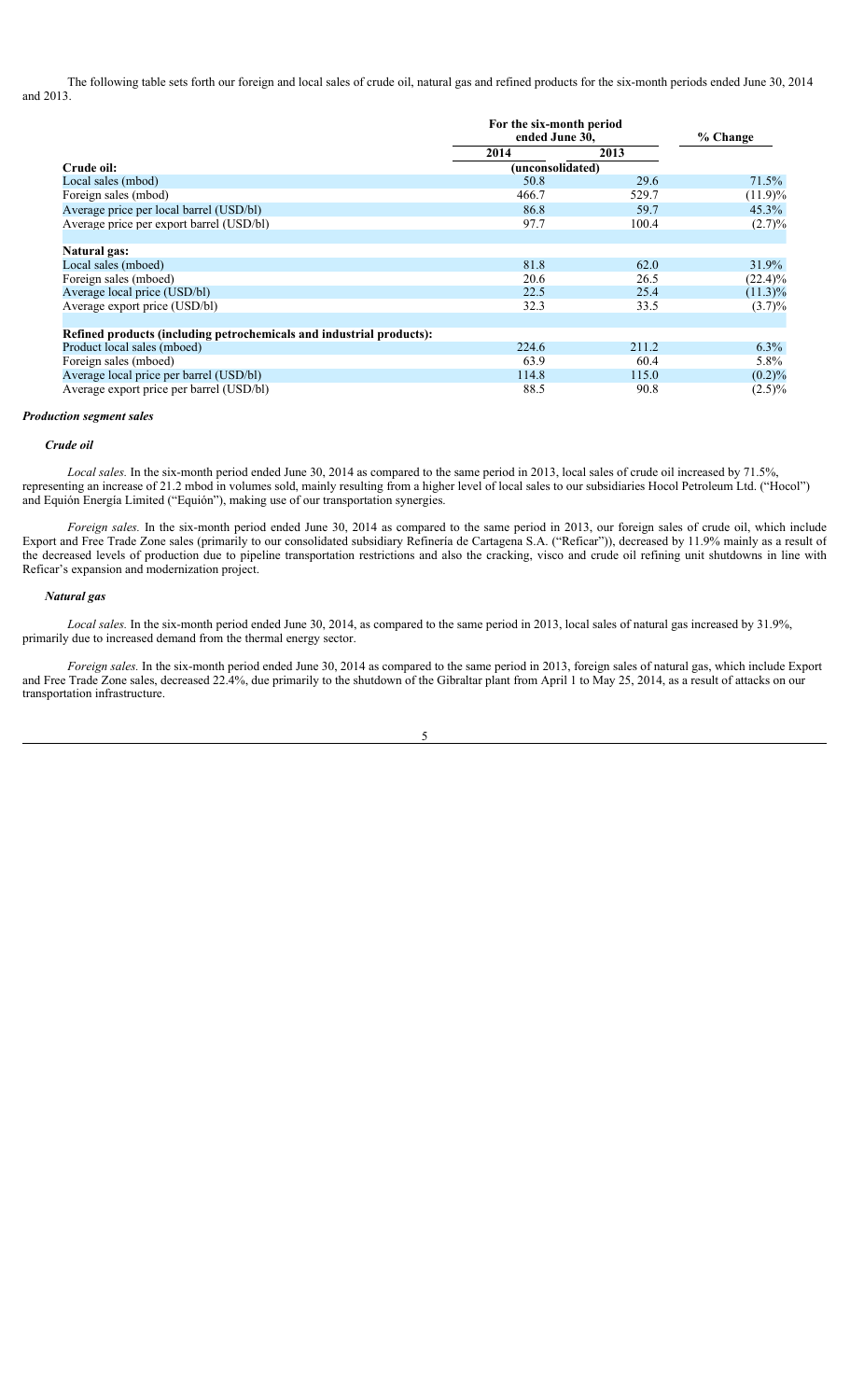The following table sets forth our foreign and local sales of crude oil, natural gas and refined products for the six-month periods ended June 30, 2014 and 2013.

| | For the six-month period ended June 30, | | % Change |
|---|---|---|---|
| | 2014 | 2013 | |
| | (unconsolidated) | | |
| **Crude oil:** | | | |
| Local sales (mbod) | 50.8 | 29.6 | 71.5% |
| Foreign sales (mbod) | 466.7 | 529.7 | (11.9)% |
| Average price per local barrel (USD/bl) | 86.8 | 59.7 | 45.3% |
| Average price per export barrel (USD/bl) | 97.7 | 100.4 | (2.7)% |
| **Natural gas:** | | | |
| Local sales (mboed) | 81.8 | 62.0 | 31.9% |
| Foreign sales (mboed) | 20.6 | 26.5 | (22.4)% |
| Average local price (USD/bl) | 22.5 | 25.4 | (11.3)% |
| Average export price (USD/bl) | 32.3 | 33.5 | (3.7)% |
| **Refined products (including petrochemicals and industrial products):** | | | |
| Product local sales (mboed) | 224.6 | 211.2 | 6.3% |
| Foreign sales (mboed) | 63.9 | 60.4 | 5.8% |
| Average local price per barrel (USD/bl) | 114.8 | 115.0 | (0.2)% |
| Average export price per barrel (USD/bl) | 88.5 | 90.8 | (2.5)% |

***Production segment sales***

***Crude oil***

*Local sales.* In the six-month period ended June 30, 2014 as compared to the same period in 2013, local sales of crude oil increased by 71.5%, representing an increase of 21.2 mbod in volumes sold, mainly resulting from a higher level of local sales to our subsidiaries Hocol Petroleum Ltd. ("Hocol") and Equión Energía Limited ("Equión"), making use of our transportation synergies.

*Foreign sales.* In the six-month period ended June 30, 2014 as compared to the same period in 2013, our foreign sales of crude oil, which include Export and Free Trade Zone sales (primarily to our consolidated subsidiary Refinería de Cartagena S.A. ("Reficar")), decreased by 11.9% mainly as a result of the decreased levels of production due to pipeline transportation restrictions and also the cracking, visco and crude oil refining unit shutdowns in line with Reficar's expansion and modernization project.

***Natural gas***

*Local sales.* In the six-month period ended June 30, 2014, as compared to the same period in 2013, local sales of natural gas increased by 31.9%, primarily due to increased demand from the thermal energy sector.

*Foreign sales.* In the six-month period ended June 30, 2014 as compared to the same period in 2013, foreign sales of natural gas, which include Export and Free Trade Zone sales, decreased 22.4%, due primarily to the shutdown of the Gibraltar plant from April 1 to May 25, 2014, as a result of attacks on our transportation infrastructure.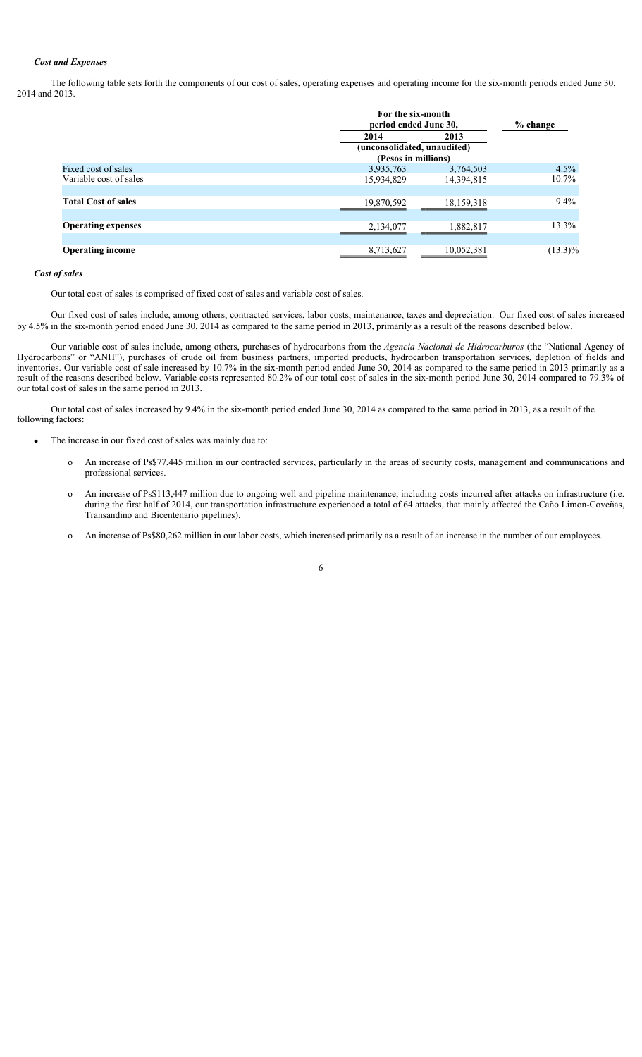### *Cost and Expenses*

The following table sets forth the components of our cost of sales, operating expenses and operating income for the six-month periods ended June 30, 2014 and 2013.

| | For the six-month period ended June 30, | | % change |
|---|---|---|---|
| | 2014 | 2013 | |
| | (unconsolidated, unaudited) | | |
| | (Pesos in millions) | | |
| Fixed cost of sales | 3,935,763 | 3,764,503 | 4.5% |
| Variable cost of sales | 15,934,829 | 14,394,815 | 10.7% |
| **Total Cost of sales** | 19,870,592 | 18,159,318 | 9.4% |
| **Operating expenses** | 2,134,077 | 1,882,817 | 13.3% |
| **Operating income** | 8,713,627 | 10,052,381 | (13.3)% |

### *Cost of sales*

Our total cost of sales is comprised of fixed cost of sales and variable cost of sales.

Our fixed cost of sales include, among others, contracted services, labor costs, maintenance, taxes and depreciation. Our fixed cost of sales increased by 4.5% in the six-month period ended June 30, 2014 as compared to the same period in 2013, primarily as a result of the reasons described below.

Our variable cost of sales include, among others, purchases of hydrocarbons from the *Agencia Nacional de Hidrocarburos* (the "National Agency of Hydrocarbons" or "ANH"), purchases of crude oil from business partners, imported products, hydrocarbon transportation services, depletion of fields and inventories. Our variable cost of sale increased by 10.7% in the six-month period ended June 30, 2014 as compared to the same period in 2013 primarily as a result of the reasons described below. Variable costs represented 80.2% of our total cost of sales in the six-month period June 30, 2014 compared to 79.3% of our total cost of sales in the same period in 2013.

Our total cost of sales increased by 9.4% in the six-month period ended June 30, 2014 as compared to the same period in 2013, as a result of the following factors:

- The increase in our fixed cost of sales was mainly due to:
  - An increase of Ps$77,445 million in our contracted services, particularly in the areas of security costs, management and communications and professional services.
  - An increase of Ps$113,447 million due to ongoing well and pipeline maintenance, including costs incurred after attacks on infrastructure (i.e. during the first half of 2014, our transportation infrastructure experienced a total of 64 attacks, that mainly affected the Caño Limon-Coveñas, Transandino and Bicentenario pipelines).
  - An increase of Ps$80,262 million in our labor costs, which increased primarily as a result of an increase in the number of our employees.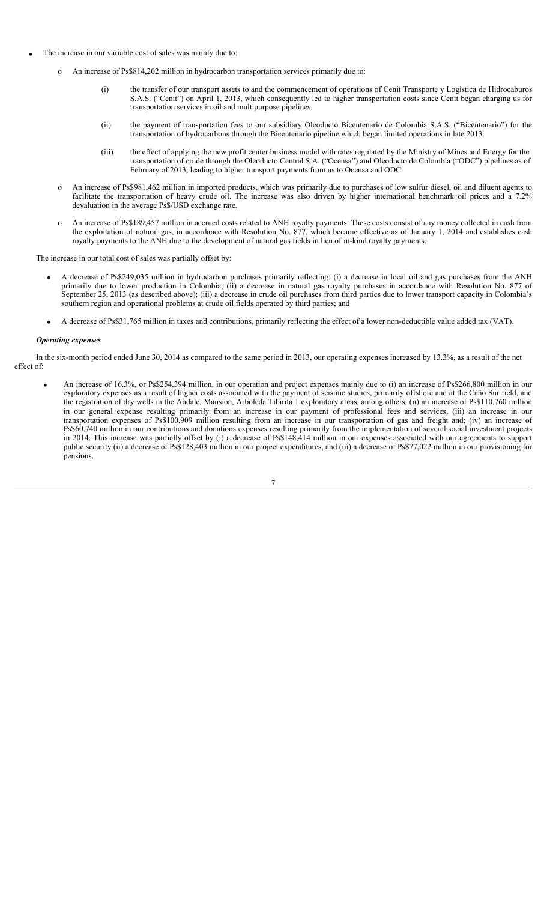- The increase in our variable cost of sales was mainly due to:
  - An increase of Ps$814,202 million in hydrocarbon transportation services primarily due to:
    - (i) the transfer of our transport assets to and the commencement of operations of Cenit Transporte y Logística de Hidrocaburos S.A.S. ("Cenit") on April 1, 2013, which consequently led to higher transportation costs since Cenit began charging us for transportation services in oil and multipurpose pipelines.
    - (ii) the payment of transportation fees to our subsidiary Oleoducto Bicentenario de Colombia S.A.S. ("Bicentenario") for the transportation of hydrocarbons through the Bicentenario pipeline which began limited operations in late 2013.
    - (iii) the effect of applying the new profit center business model with rates regulated by the Ministry of Mines and Energy for the transportation of crude through the Oleoducto Central S.A. ("Ocensa") and Oleoducto de Colombia ("ODC") pipelines as of February of 2013, leading to higher transport payments from us to Ocensa and ODC.
  - An increase of Ps$981,462 million in imported products, which was primarily due to purchases of low sulfur diesel, oil and diluent agents to facilitate the transportation of heavy crude oil. The increase was also driven by higher international benchmark oil prices and a 7.2% devaluation in the average Ps$/USD exchange rate.
  - An increase of Ps$189,457 million in accrued costs related to ANH royalty payments. These costs consist of any money collected in cash from the exploitation of natural gas, in accordance with Resolution No. 877, which became effective as of January 1, 2014 and establishes cash royalty payments to the ANH due to the development of natural gas fields in lieu of in-kind royalty payments.

The increase in our total cost of sales was partially offset by:

- A decrease of Ps$249,035 million in hydrocarbon purchases primarily reflecting: (i) a decrease in local oil and gas purchases from the ANH primarily due to lower production in Colombia; (ii) a decrease in natural gas royalty purchases in accordance with Resolution No. 877 of September 25, 2013 (as described above); (iii) a decrease in crude oil purchases from third parties due to lower transport capacity in Colombia's southern region and operational problems at crude oil fields operated by third parties; and
- A decrease of Ps$31,765 million in taxes and contributions, primarily reflecting the effect of a lower non-deductible value added tax (VAT).

***Operating expenses***

In the six-month period ended June 30, 2014 as compared to the same period in 2013, our operating expenses increased by 13.3%, as a result of the net effect of:

- An increase of 16.3%, or Ps$254,394 million, in our operation and project expenses mainly due to (i) an increase of Ps$266,800 million in our exploratory expenses as a result of higher costs associated with the payment of seismic studies, primarily offshore and at the Caño Sur field, and the registration of dry wells in the Andale, Mansion, Arboleda Tibiritá 1 exploratory areas, among others, (ii) an increase of Ps$110,760 million in our general expense resulting primarily from an increase in our payment of professional fees and services, (iii) an increase in our transportation expenses of Ps$100,909 million resulting from an increase in our transportation of gas and freight and; (iv) an increase of Ps$60,740 million in our contributions and donations expenses resulting primarily from the implementation of several social investment projects in 2014. This increase was partially offset by (i) a decrease of Ps$148,414 million in our expenses associated with our agreements to support public security (ii) a decrease of Ps$128,403 million in our project expenditures, and (iii) a decrease of Ps$77,022 million in our provisioning for pensions.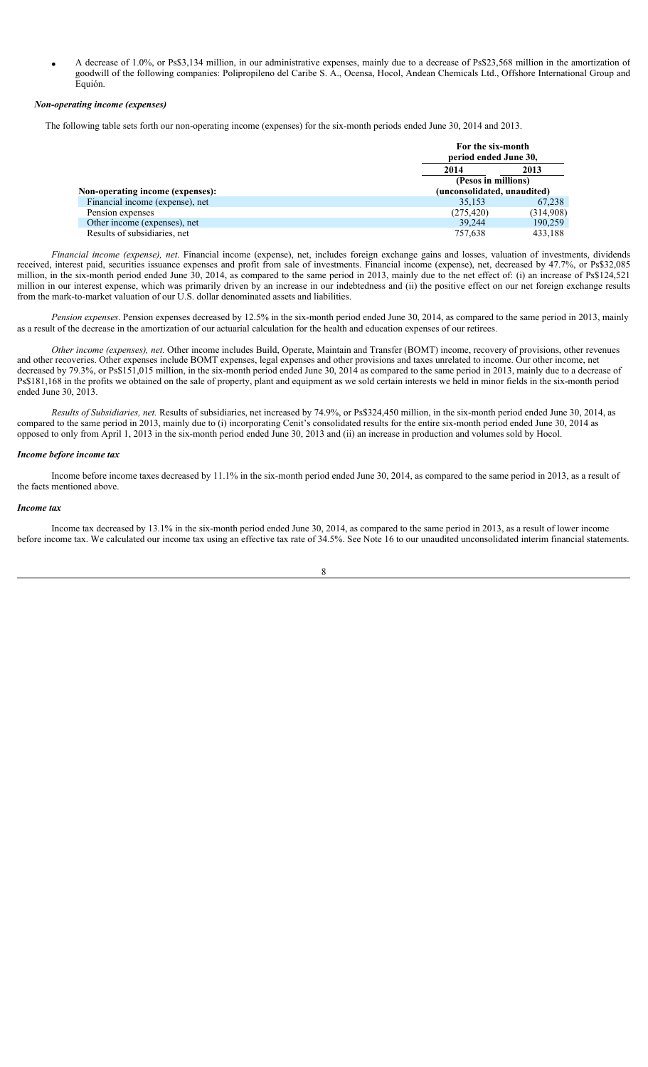- A decrease of 1.0%, or Ps$3,134 million, in our administrative expenses, mainly due to a decrease of Ps$23,568 million in the amortization of goodwill of the following companies: Polipropileno del Caribe S. A., Ocensa, Hocol, Andean Chemicals Ltd., Offshore International Group and Equión.

### *Non-operating income (expenses)*

The following table sets forth our non-operating income (expenses) for the six-month periods ended June 30, 2014 and 2013.

| | For the six-month period ended June 30, | |
|---|---|---|
| | 2014 | 2013 |
| | (Pesos in millions) (unconsolidated, unaudited) | |
| **Non-operating income (expenses):** | | |
| Financial income (expense), net | 35,153 | 67,238 |
| Pension expenses | (275,420) | (314,908) |
| Other income (expenses), net | 39,244 | 190,259 |
| Results of subsidiaries, net | 757,638 | 433,188 |

*Financial income (expense), net*. Financial income (expense), net, includes foreign exchange gains and losses, valuation of investments, dividends received, interest paid, securities issuance expenses and profit from sale of investments. Financial income (expense), net, decreased by 47.7%, or Ps$32,085 million, in the six-month period ended June 30, 2014, as compared to the same period in 2013, mainly due to the net effect of: (i) an increase of Ps$124,521 million in our interest expense, which was primarily driven by an increase in our indebtedness and (ii) the positive effect on our net foreign exchange results from the mark-to-market valuation of our U.S. dollar denominated assets and liabilities.

*Pension expenses*. Pension expenses decreased by 12.5% in the six-month period ended June 30, 2014, as compared to the same period in 2013, mainly as a result of the decrease in the amortization of our actuarial calculation for the health and education expenses of our retirees.

*Other income (expenses), net.* Other income includes Build, Operate, Maintain and Transfer (BOMT) income, recovery of provisions, other revenues and other recoveries. Other expenses include BOMT expenses, legal expenses and other provisions and taxes unrelated to income. Our other income, net decreased by 79.3%, or Ps$151,015 million, in the six-month period ended June 30, 2014 as compared to the same period in 2013, mainly due to a decrease of Ps$181,168 in the profits we obtained on the sale of property, plant and equipment as we sold certain interests we held in minor fields in the six-month period ended June 30, 2013.

*Results of Subsidiaries, net.* Results of subsidiaries, net increased by 74.9%, or Ps$324,450 million, in the six-month period ended June 30, 2014, as compared to the same period in 2013, mainly due to (i) incorporating Cenit's consolidated results for the entire six-month period ended June 30, 2014 as opposed to only from April 1, 2013 in the six-month period ended June 30, 2013 and (ii) an increase in production and volumes sold by Hocol.

### *Income before income tax*

Income before income taxes decreased by 11.1% in the six-month period ended June 30, 2014, as compared to the same period in 2013, as a result of the facts mentioned above.

### *Income tax*

Income tax decreased by 13.1% in the six-month period ended June 30, 2014, as compared to the same period in 2013, as a result of lower income before income tax. We calculated our income tax using an effective tax rate of 34.5%. See Note 16 to our unaudited unconsolidated interim financial statements.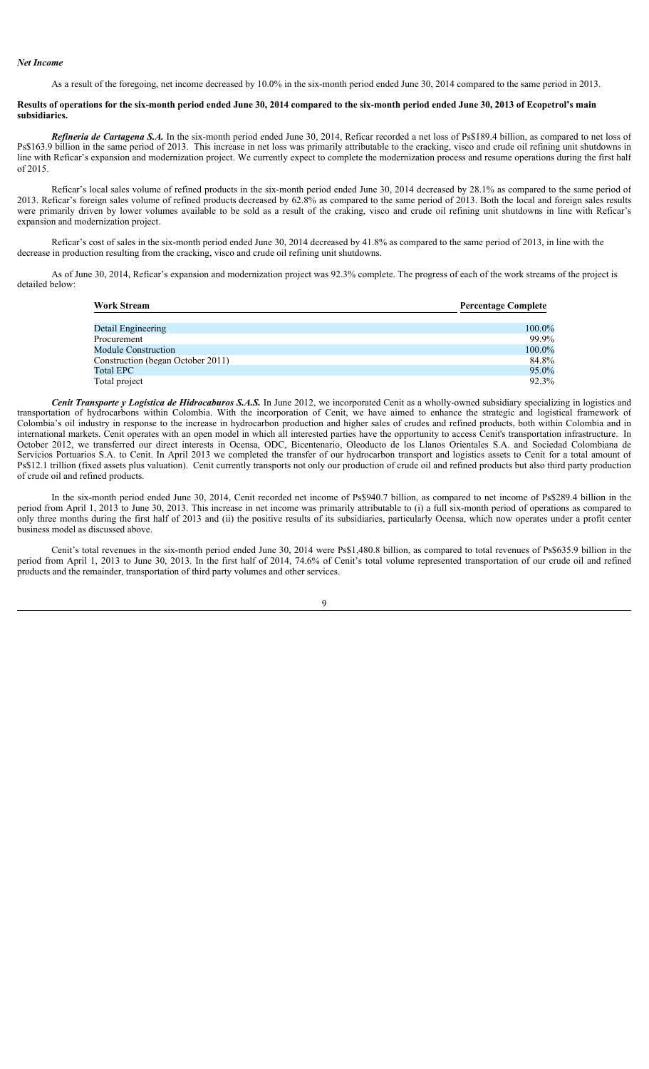### *Net Income*

As a result of the foregoing, net income decreased by 10.0% in the six-month period ended June 30, 2014 compared to the same period in 2013.

**Results of operations for the six-month period ended June 30, 2014 compared to the six-month period ended June 30, 2013 of Ecopetrol's main subsidiaries.**

***Refinería de Cartagena S.A.*** In the six-month period ended June 30, 2014, Reficar recorded a net loss of Ps$189.4 billion, as compared to net loss of Ps$163.9 billion in the same period of 2013. This increase in net loss was primarily attributable to the cracking, visco and crude oil refining unit shutdowns in line with Reficar's expansion and modernization project. We currently expect to complete the modernization process and resume operations during the first half of 2015.

Reficar's local sales volume of refined products in the six-month period ended June 30, 2014 decreased by 28.1% as compared to the same period of 2013. Reficar's foreign sales volume of refined products decreased by 62.8% as compared to the same period of 2013. Both the local and foreign sales results were primarily driven by lower volumes available to be sold as a result of the craking, visco and crude oil refining unit shutdowns in line with Reficar's expansion and modernization project.

Reficar's cost of sales in the six-month period ended June 30, 2014 decreased by 41.8% as compared to the same period of 2013, in line with the decrease in production resulting from the cracking, visco and crude oil refining unit shutdowns.

As of June 30, 2014, Reficar's expansion and modernization project was 92.3% complete. The progress of each of the work streams of the project is detailed below:

| Work Stream | Percentage Complete |
|---|---|
| Detail Engineering | 100.0% |
| Procurement | 99.9% |
| Module Construction | 100.0% |
| Construction (began October 2011) | 84.8% |
| Total EPC | 95.0% |
| Total project | 92.3% |

***Cenit Transporte y Logística de Hidrocaburos S.A.S.*** In June 2012, we incorporated Cenit as a wholly-owned subsidiary specializing in logistics and transportation of hydrocarbons within Colombia. With the incorporation of Cenit, we have aimed to enhance the strategic and logistical framework of Colombia's oil industry in response to the increase in hydrocarbon production and higher sales of crudes and refined products, both within Colombia and in international markets. Cenit operates with an open model in which all interested parties have the opportunity to access Cenit's transportation infrastructure. In October 2012, we transferred our direct interests in Ocensa, ODC, Bicentenario, Oleoducto de los Llanos Orientales S.A. and Sociedad Colombiana de Servicios Portuarios S.A. to Cenit. In April 2013 we completed the transfer of our hydrocarbon transport and logistics assets to Cenit for a total amount of Ps$12.1 trillion (fixed assets plus valuation). Cenit currently transports not only our production of crude oil and refined products but also third party production of crude oil and refined products.

In the six-month period ended June 30, 2014, Cenit recorded net income of Ps$940.7 billion, as compared to net income of Ps$289.4 billion in the period from April 1, 2013 to June 30, 2013. This increase in net income was primarily attributable to (i) a full six-month period of operations as compared to only three months during the first half of 2013 and (ii) the positive results of its subsidiaries, particularly Ocensa, which now operates under a profit center business model as discussed above.

Cenit's total revenues in the six-month period ended June 30, 2014 were Ps$1,480.8 billion, as compared to total revenues of Ps$635.9 billion in the period from April 1, 2013 to June 30, 2013. In the first half of 2014, 74.6% of Cenit's total volume represented transportation of our crude oil and refined products and the remainder, transportation of third party volumes and other services.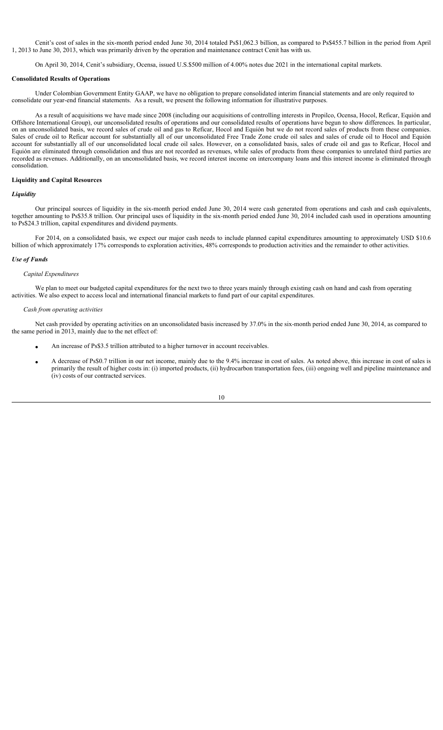Cenit's cost of sales in the six-month period ended June 30, 2014 totaled Ps$1,062.3 billion, as compared to Ps$455.7 billion in the period from April 1, 2013 to June 30, 2013, which was primarily driven by the operation and maintenance contract Cenit has with us.

On April 30, 2014, Cenit's subsidiary, Ocensa, issued U.S.$500 million of 4.00% notes due 2021 in the international capital markets.

**Consolidated Results of Operations**

Under Colombian Government Entity GAAP, we have no obligation to prepare consolidated interim financial statements and are only required to consolidate our year-end financial statements. As a result, we present the following information for illustrative purposes.

As a result of acquisitions we have made since 2008 (including our acquisitions of controlling interests in Propilco, Ocensa, Hocol, Reficar, Equión and Offshore International Group), our unconsolidated results of operations and our consolidated results of operations have begun to show differences. In particular, on an unconsolidated basis, we record sales of crude oil and gas to Reficar, Hocol and Equión but we do not record sales of products from these companies. Sales of crude oil to Reficar account for substantially all of our unconsolidated Free Trade Zone crude oil sales and sales of crude oil to Hocol and Equión account for substantially all of our unconsolidated local crude oil sales. However, on a consolidated basis, sales of crude oil and gas to Reficar, Hocol and Equión are eliminated through consolidation and thus are not recorded as revenues, while sales of products from these companies to unrelated third parties are recorded as revenues. Additionally, on an unconsolidated basis, we record interest income on intercompany loans and this interest income is eliminated through consolidation.

**Liquidity and Capital Resources**

***Liquidity***

Our principal sources of liquidity in the six-month period ended June 30, 2014 were cash generated from operations and cash and cash equivalents, together amounting to Ps$35.8 trillion. Our principal uses of liquidity in the six-month period ended June 30, 2014 included cash used in operations amounting to Ps$24.3 trillion, capital expenditures and dividend payments.

For 2014, on a consolidated basis, we expect our major cash needs to include planned capital expenditures amounting to approximately USD $10.6 billion of which approximately 17% corresponds to exploration activities, 48% corresponds to production activities and the remainder to other activities.

***Use of Funds***

*Capital Expenditures*

We plan to meet our budgeted capital expenditures for the next two to three years mainly through existing cash on hand and cash from operating activities. We also expect to access local and international financial markets to fund part of our capital expenditures.

*Cash from operating activities*

Net cash provided by operating activities on an unconsolidated basis increased by 37.0% in the six-month period ended June 30, 2014, as compared to the same period in 2013, mainly due to the net effect of:

- An increase of Ps$3.5 trillion attributed to a higher turnover in account receivables.
- A decrease of Ps$0.7 trillion in our net income, mainly due to the 9.4% increase in cost of sales. As noted above, this increase in cost of sales is primarily the result of higher costs in: (i) imported products, (ii) hydrocarbon transportation fees, (iii) ongoing well and pipeline maintenance and (iv) costs of our contracted services.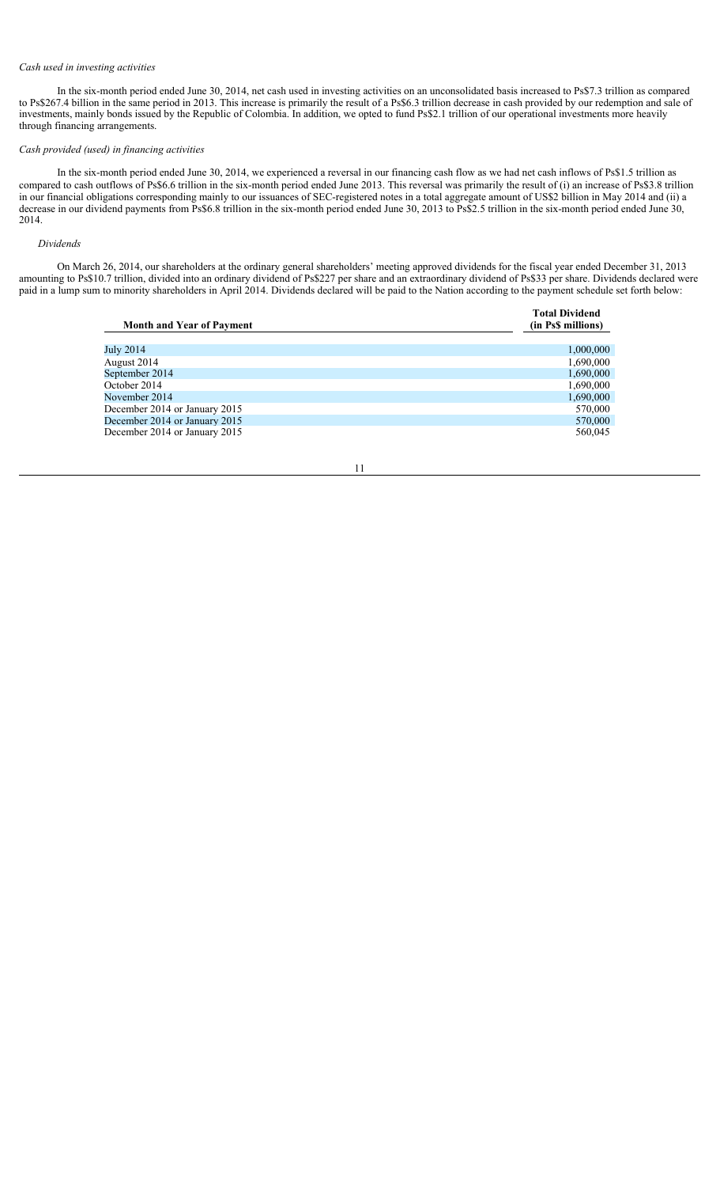*Cash used in investing activities*

In the six-month period ended June 30, 2014, net cash used in investing activities on an unconsolidated basis increased to Ps$7.3 trillion as compared to Ps$267.4 billion in the same period in 2013. This increase is primarily the result of a Ps$6.3 trillion decrease in cash provided by our redemption and sale of investments, mainly bonds issued by the Republic of Colombia. In addition, we opted to fund Ps$2.1 trillion of our operational investments more heavily through financing arrangements.

*Cash provided (used) in financing activities*

In the six-month period ended June 30, 2014, we experienced a reversal in our financing cash flow as we had net cash inflows of Ps$1.5 trillion as compared to cash outflows of Ps$6.6 trillion in the six-month period ended June 2013. This reversal was primarily the result of (i) an increase of Ps$3.8 trillion in our financial obligations corresponding mainly to our issuances of SEC-registered notes in a total aggregate amount of US$2 billion in May 2014 and (ii) a decrease in our dividend payments from Ps$6.8 trillion in the six-month period ended June 30, 2013 to Ps$2.5 trillion in the six-month period ended June 30, 2014.

*Dividends*

On March 26, 2014, our shareholders at the ordinary general shareholders' meeting approved dividends for the fiscal year ended December 31, 2013 amounting to Ps$10.7 trillion, divided into an ordinary dividend of Ps$227 per share and an extraordinary dividend of Ps$33 per share. Dividends declared were paid in a lump sum to minority shareholders in April 2014. Dividends declared will be paid to the Nation according to the payment schedule set forth below:

| Month and Year of Payment | Total Dividend (in Ps$ millions) |
|---|---|
| July 2014 | 1,000,000 |
| August 2014 | 1,690,000 |
| September 2014 | 1,690,000 |
| October 2014 | 1,690,000 |
| November 2014 | 1,690,000 |
| December 2014 or January 2015 | 570,000 |
| December 2014 or January 2015 | 570,000 |
| December 2014 or January 2015 | 560,045 |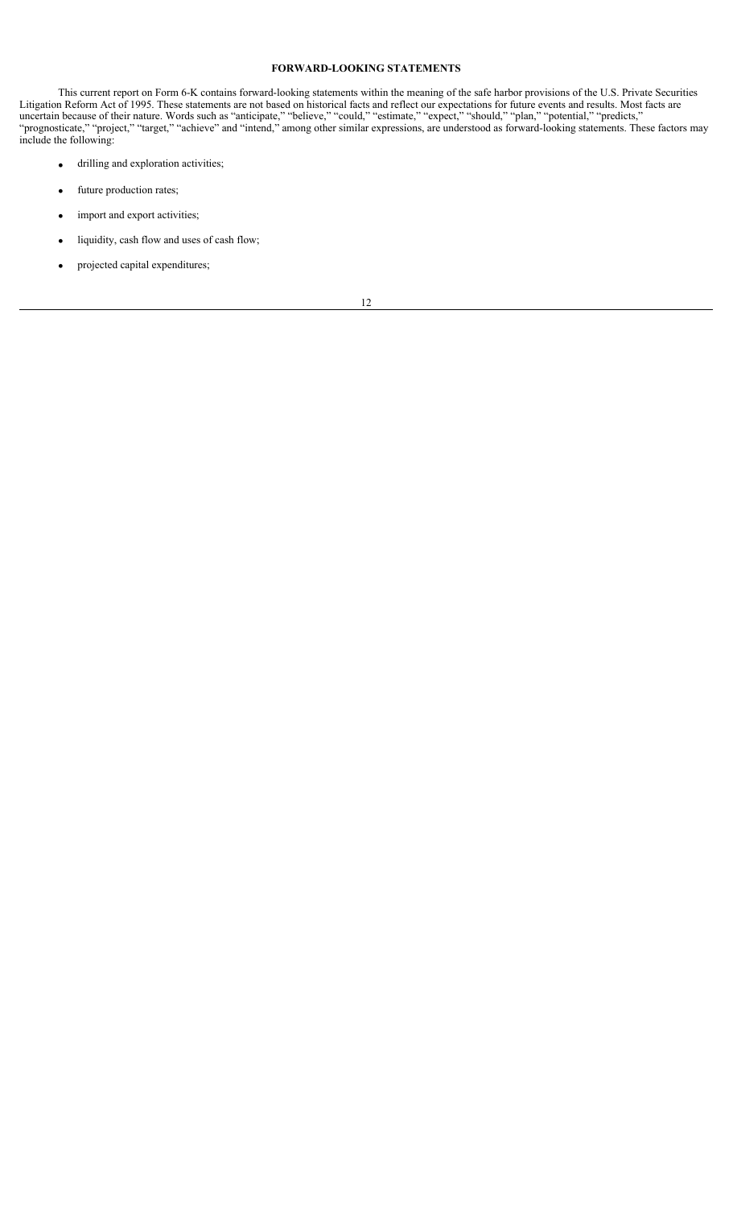## FORWARD-LOOKING STATEMENTS

This current report on Form 6-K contains forward-looking statements within the meaning of the safe harbor provisions of the U.S. Private Securities Litigation Reform Act of 1995. These statements are not based on historical facts and reflect our expectations for future events and results. Most facts are uncertain because of their nature. Words such as "anticipate," "believe," "could," "estimate," "expect," "should," "plan," "potential," "predicts," "prognosticate," "project," "target," "achieve" and "intend," among other similar expressions, are understood as forward-looking statements. These factors may include the following:

- drilling and exploration activities;
- future production rates;
- import and export activities;
- liquidity, cash flow and uses of cash flow;
- projected capital expenditures;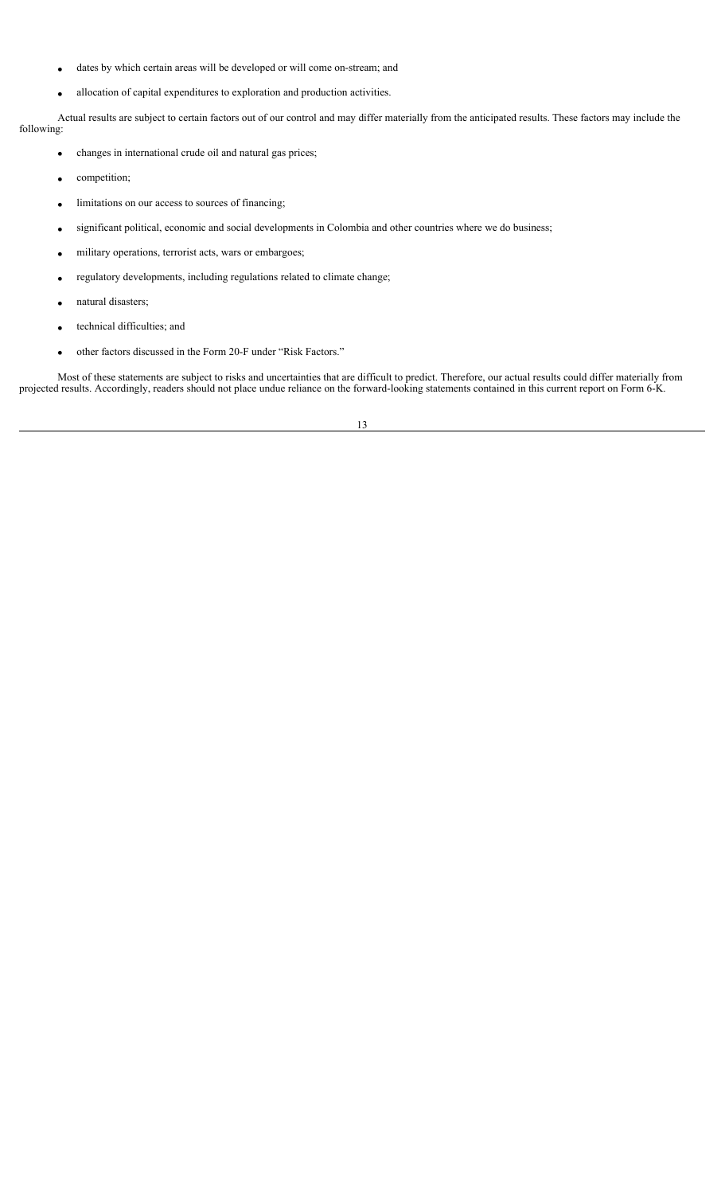- dates by which certain areas will be developed or will come on-stream; and
- allocation of capital expenditures to exploration and production activities.

Actual results are subject to certain factors out of our control and may differ materially from the anticipated results. These factors may include the following:

- changes in international crude oil and natural gas prices;
- competition;
- limitations on our access to sources of financing;
- significant political, economic and social developments in Colombia and other countries where we do business;
- military operations, terrorist acts, wars or embargoes;
- regulatory developments, including regulations related to climate change;
- natural disasters;
- technical difficulties; and
- other factors discussed in the Form 20-F under "Risk Factors."

Most of these statements are subject to risks and uncertainties that are difficult to predict. Therefore, our actual results could differ materially from projected results. Accordingly, readers should not place undue reliance on the forward-looking statements contained in this current report on Form 6-K.